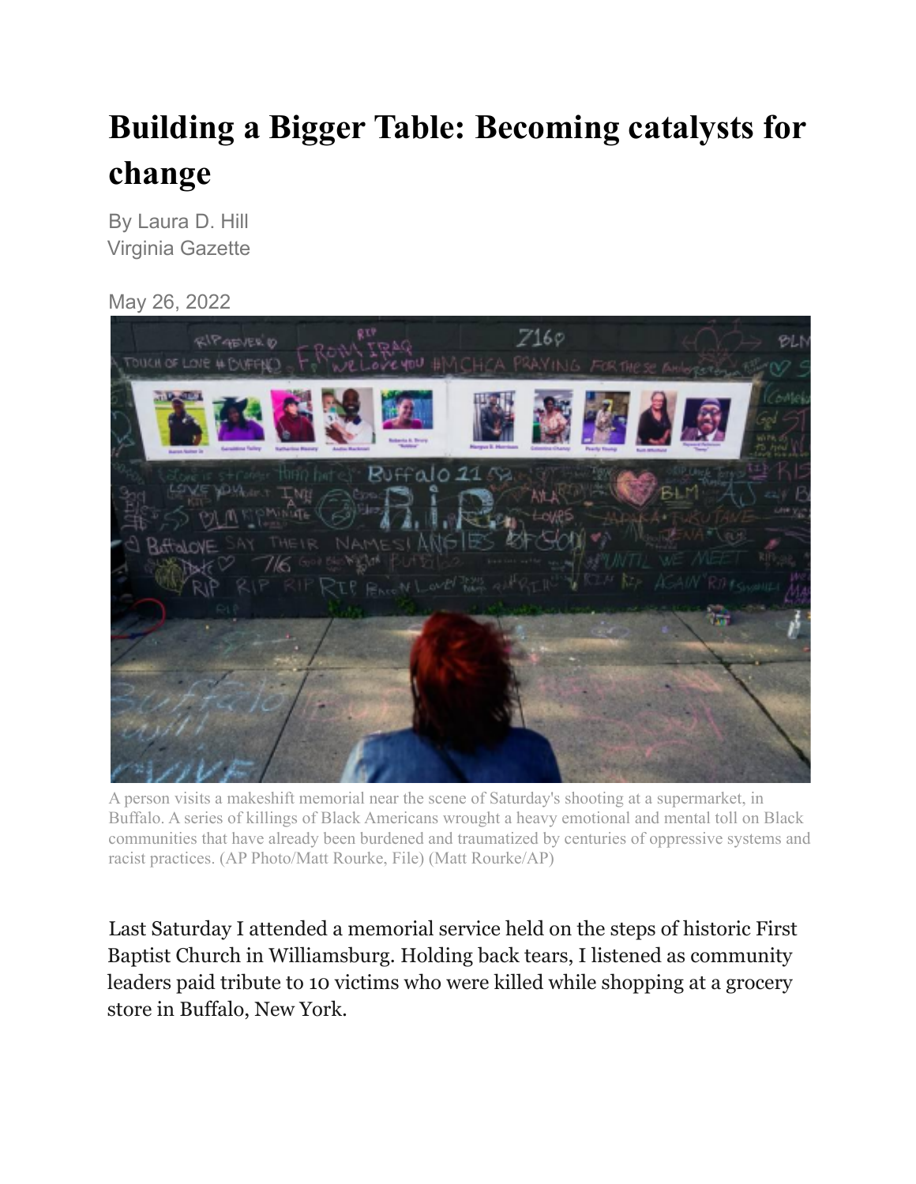# Building a Bigger Table: Becoming catalysts for change

By Laura D. Hill
Virginia Gazette

May 26, 2022

A person visits a makeshift memorial near the scene of Saturday's shooting at a supermarket, in Buffalo. A series of killings of Black Americans wrought a heavy emotional and mental toll on Black communities that have already been burdened and traumatized by centuries of oppressive systems and racist practices. (AP Photo/Matt Rourke, File) (Matt Rourke/AP)

Last Saturday I attended a memorial service held on the steps of historic First Baptist Church in Williamsburg. Holding back tears, I listened as community leaders paid tribute to 10 victims who were killed while shopping at a grocery store in Buffalo, New York.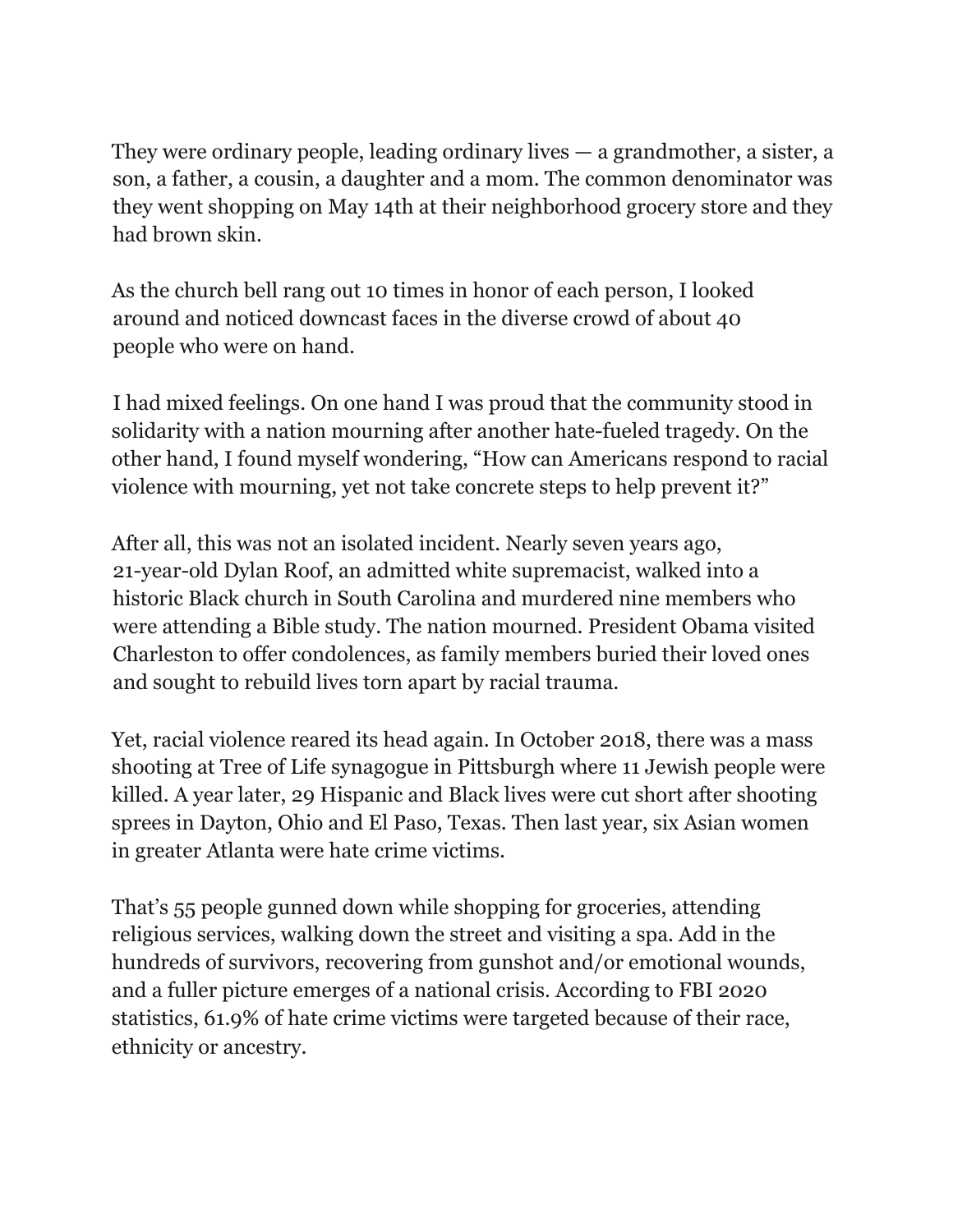They were ordinary people, leading ordinary lives — a grandmother, a sister, a son, a father, a cousin, a daughter and a mom. The common denominator was they went shopping on May 14th at their neighborhood grocery store and they had brown skin.

As the church bell rang out 10 times in honor of each person, I looked around and noticed downcast faces in the diverse crowd of about 40 people who were on hand.

I had mixed feelings. On one hand I was proud that the community stood in solidarity with a nation mourning after another hate-fueled tragedy. On the other hand, I found myself wondering, "How can Americans respond to racial violence with mourning, yet not take concrete steps to help prevent it?"

After all, this was not an isolated incident. Nearly seven years ago, 21-year-old Dylan Roof, an admitted white supremacist, walked into a historic Black church in South Carolina and murdered nine members who were attending a Bible study. The nation mourned. President Obama visited Charleston to offer condolences, as family members buried their loved ones and sought to rebuild lives torn apart by racial trauma.

Yet, racial violence reared its head again. In October 2018, there was a mass shooting at Tree of Life synagogue in Pittsburgh where 11 Jewish people were killed. A year later, 29 Hispanic and Black lives were cut short after shooting sprees in Dayton, Ohio and El Paso, Texas. Then last year, six Asian women in greater Atlanta were hate crime victims.

That's 55 people gunned down while shopping for groceries, attending religious services, walking down the street and visiting a spa. Add in the hundreds of survivors, recovering from gunshot and/or emotional wounds, and a fuller picture emerges of a national crisis. According to FBI 2020 statistics, 61.9% of hate crime victims were targeted because of their race, ethnicity or ancestry.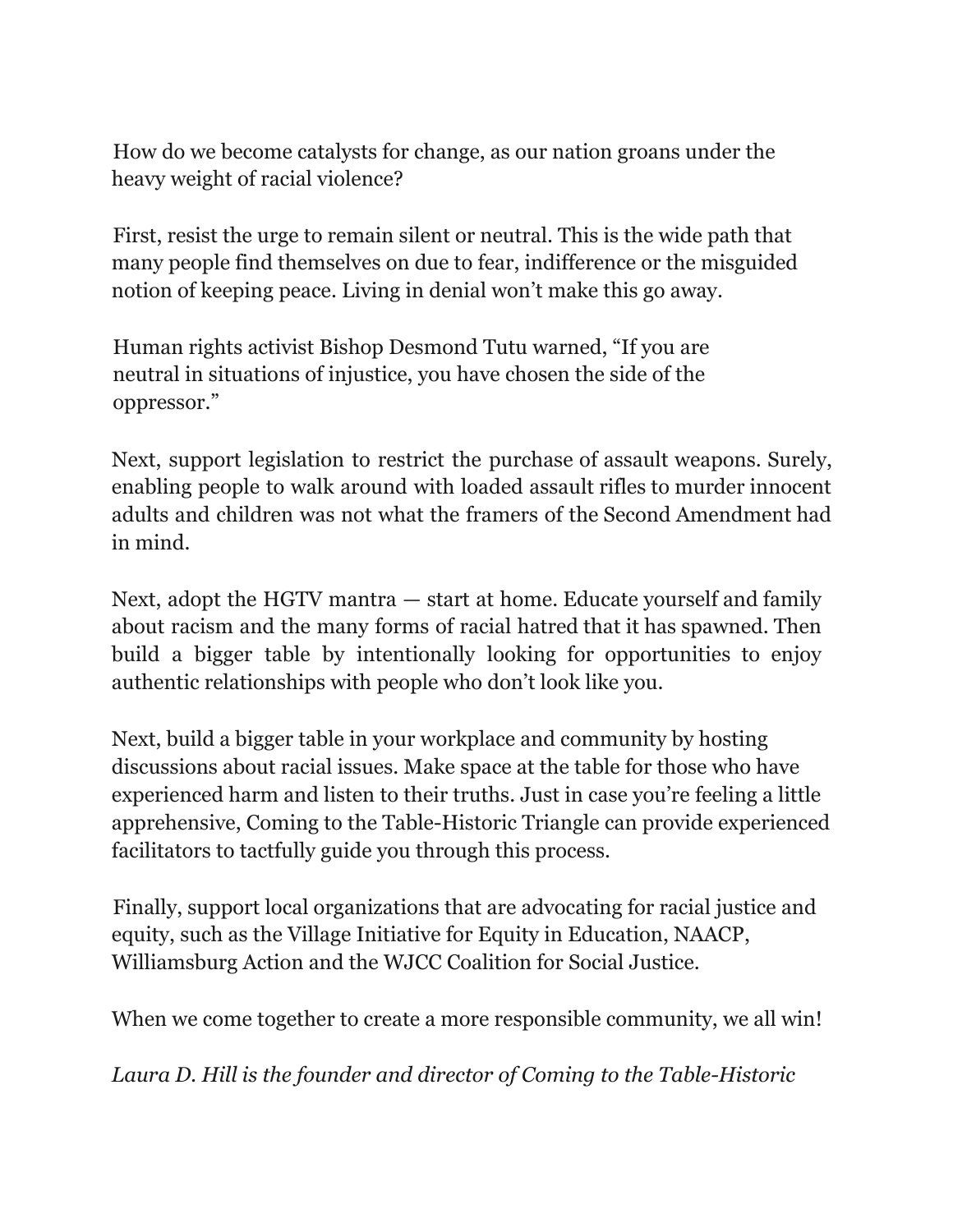How do we become catalysts for change, as our nation groans under the heavy weight of racial violence?

First, resist the urge to remain silent or neutral. This is the wide path that many people find themselves on due to fear, indifference or the misguided notion of keeping peace. Living in denial won't make this go away.

Human rights activist Bishop Desmond Tutu warned, "If you are neutral in situations of injustice, you have chosen the side of the oppressor."

Next, support legislation to restrict the purchase of assault weapons. Surely, enabling people to walk around with loaded assault rifles to murder innocent adults and children was not what the framers of the Second Amendment had in mind.

Next, adopt the HGTV mantra — start at home. Educate yourself and family about racism and the many forms of racial hatred that it has spawned. Then build a bigger table by intentionally looking for opportunities to enjoy authentic relationships with people who don't look like you.

Next, build a bigger table in your workplace and community by hosting discussions about racial issues. Make space at the table for those who have experienced harm and listen to their truths. Just in case you're feeling a little apprehensive, Coming to the Table-Historic Triangle can provide experienced facilitators to tactfully guide you through this process.

Finally, support local organizations that are advocating for racial justice and equity, such as the Village Initiative for Equity in Education, NAACP, Williamsburg Action and the WJCC Coalition for Social Justice.

When we come together to create a more responsible community, we all win!

*Laura D. Hill is the founder and director of Coming to the Table-Historic*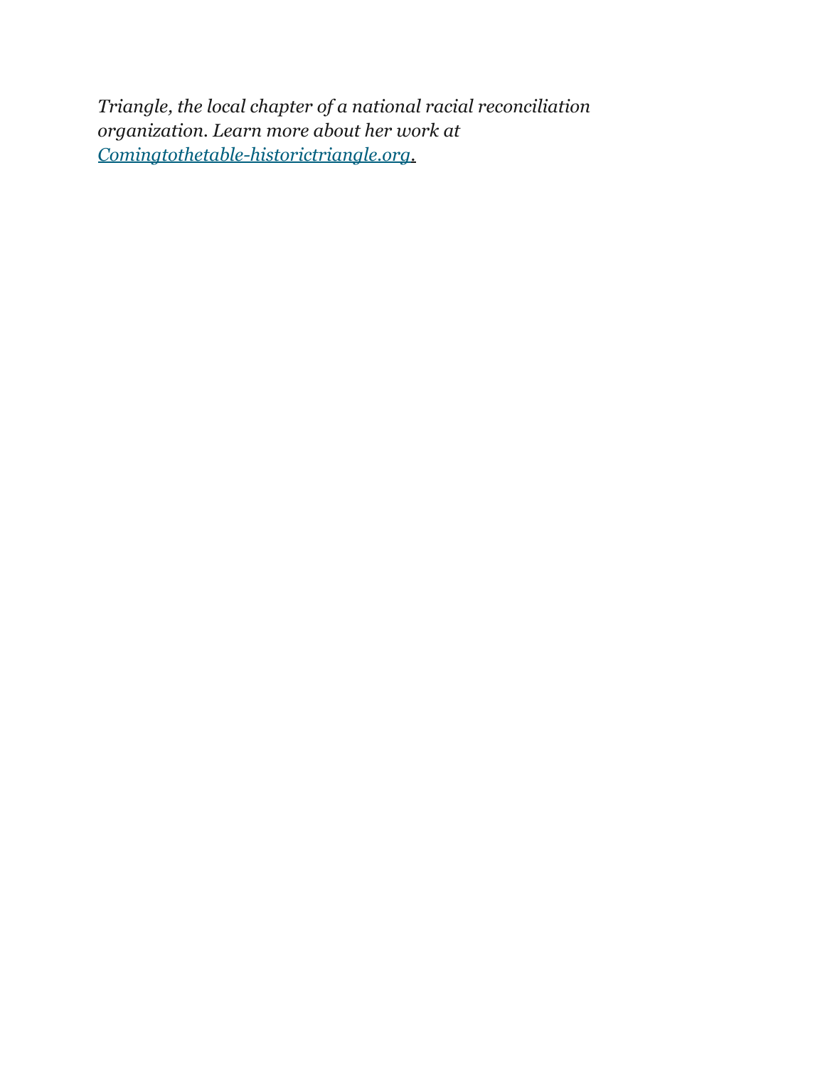*Triangle, the local chapter of a national racial reconciliation organization. Learn more about her work at [Comingtothetable-historictriangle.org](Comingtothetable-historictriangle.org).*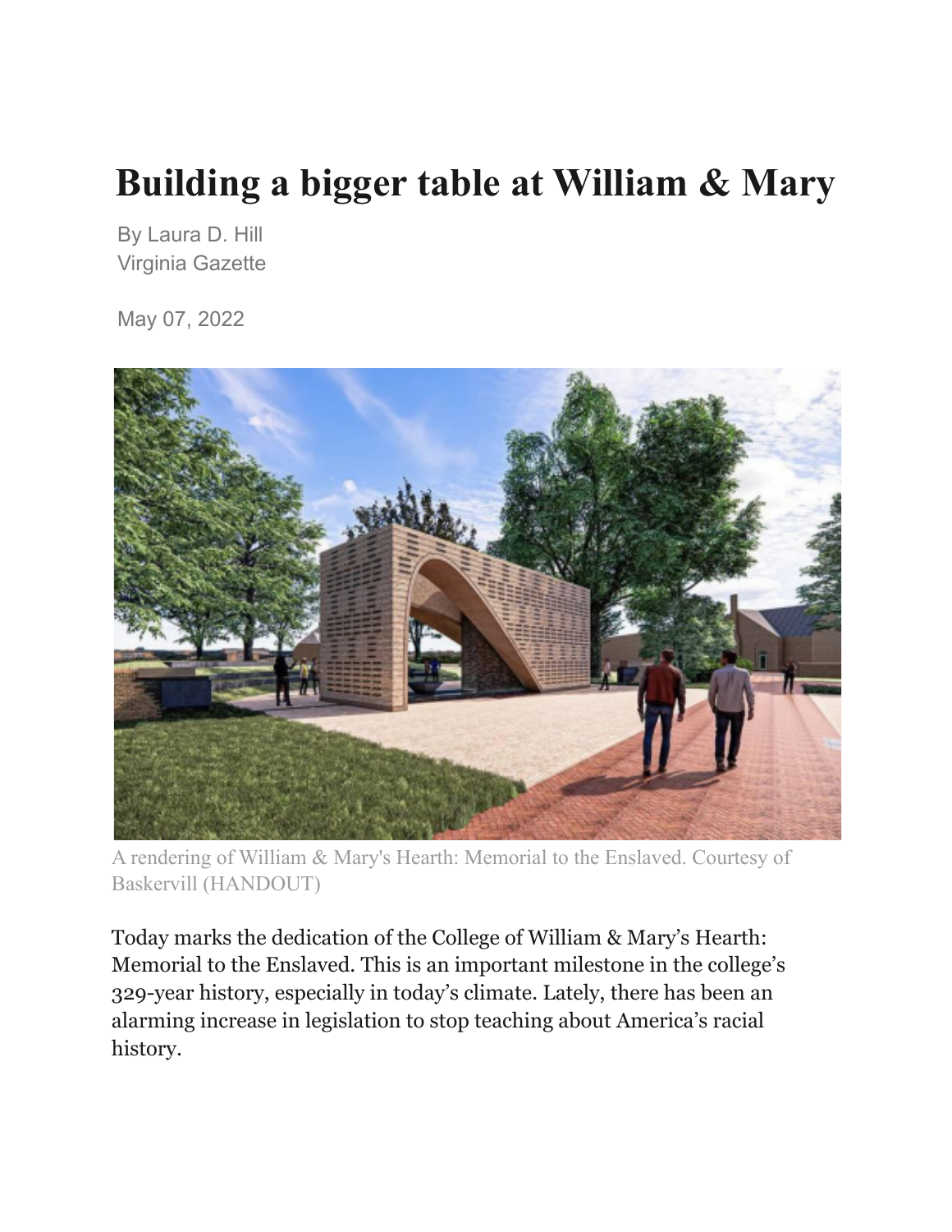# Building a bigger table at William & Mary

By Laura D. Hill
Virginia Gazette

May 07, 2022

A rendering of William & Mary's Hearth: Memorial to the Enslaved. Courtesy of Baskervill (HANDOUT)

Today marks the dedication of the College of William & Mary's Hearth: Memorial to the Enslaved. This is an important milestone in the college's 329-year history, especially in today's climate. Lately, there has been an alarming increase in legislation to stop teaching about America's racial history.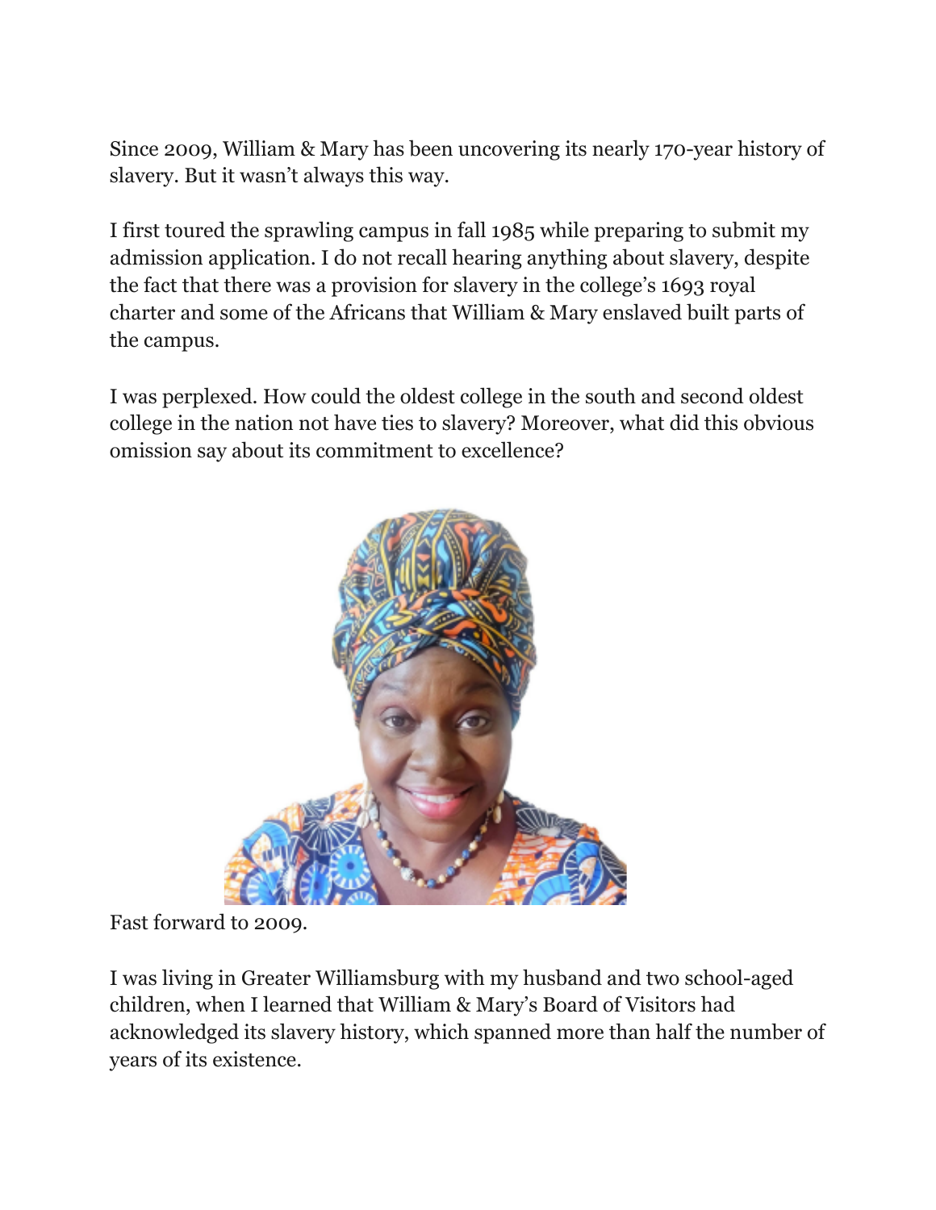Since 2009, William & Mary has been uncovering its nearly 170-year history of slavery. But it wasn't always this way.

I first toured the sprawling campus in fall 1985 while preparing to submit my admission application. I do not recall hearing anything about slavery, despite the fact that there was a provision for slavery in the college's 1693 royal charter and some of the Africans that William & Mary enslaved built parts of the campus.

I was perplexed. How could the oldest college in the south and second oldest college in the nation not have ties to slavery? Moreover, what did this obvious omission say about its commitment to excellence?

Fast forward to 2009.

I was living in Greater Williamsburg with my husband and two school-aged children, when I learned that William & Mary's Board of Visitors had acknowledged its slavery history, which spanned more than half the number of years of its existence.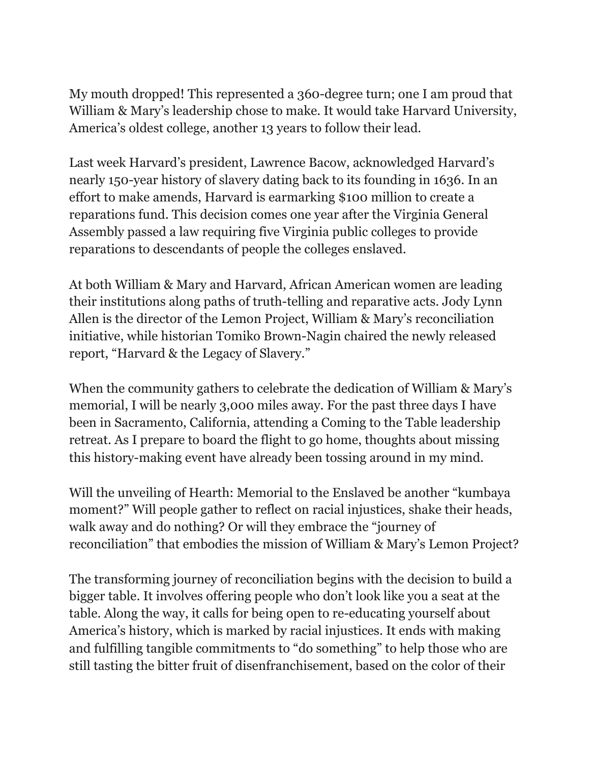My mouth dropped! This represented a 360-degree turn; one I am proud that William & Mary's leadership chose to make. It would take Harvard University, America's oldest college, another 13 years to follow their lead.

Last week Harvard's president, Lawrence Bacow, acknowledged Harvard's nearly 150-year history of slavery dating back to its founding in 1636. In an effort to make amends, Harvard is earmarking $100 million to create a reparations fund. This decision comes one year after the Virginia General Assembly passed a law requiring five Virginia public colleges to provide reparations to descendants of people the colleges enslaved.

At both William & Mary and Harvard, African American women are leading their institutions along paths of truth-telling and reparative acts. Jody Lynn Allen is the director of the Lemon Project, William & Mary's reconciliation initiative, while historian Tomiko Brown-Nagin chaired the newly released report, "Harvard & the Legacy of Slavery."

When the community gathers to celebrate the dedication of William & Mary's memorial, I will be nearly 3,000 miles away. For the past three days I have been in Sacramento, California, attending a Coming to the Table leadership retreat. As I prepare to board the flight to go home, thoughts about missing this history-making event have already been tossing around in my mind.

Will the unveiling of Hearth: Memorial to the Enslaved be another "kumbaya moment?" Will people gather to reflect on racial injustices, shake their heads, walk away and do nothing? Or will they embrace the "journey of reconciliation" that embodies the mission of William & Mary's Lemon Project?

The transforming journey of reconciliation begins with the decision to build a bigger table. It involves offering people who don't look like you a seat at the table. Along the way, it calls for being open to re-educating yourself about America's history, which is marked by racial injustices. It ends with making and fulfilling tangible commitments to "do something" to help those who are still tasting the bitter fruit of disenfranchisement, based on the color of their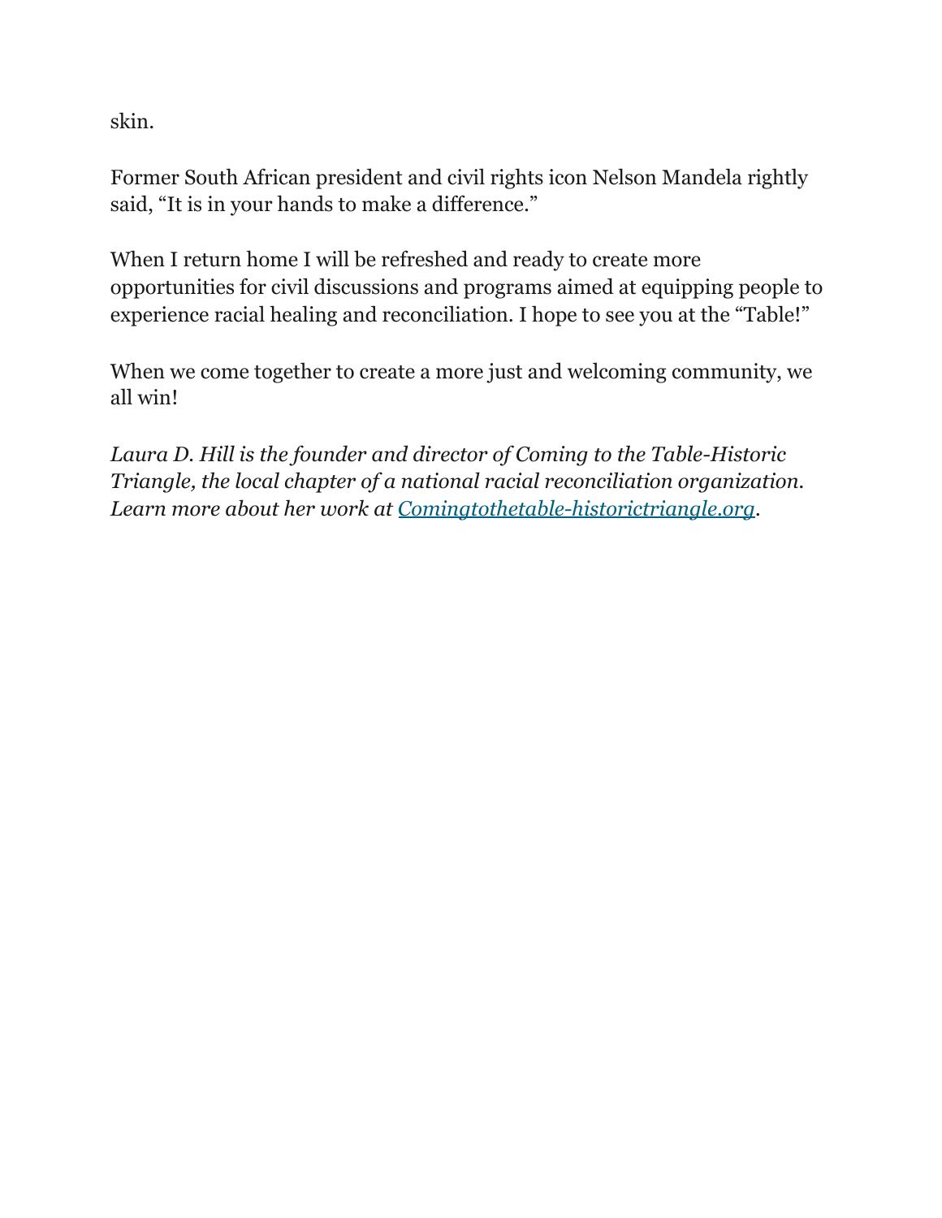skin.

Former South African president and civil rights icon Nelson Mandela rightly said, “It is in your hands to make a difference.”

When I return home I will be refreshed and ready to create more opportunities for civil discussions and programs aimed at equipping people to experience racial healing and reconciliation. I hope to see you at the “Table!”

When we come together to create a more just and welcoming community, we all win!

*Laura D. Hill is the founder and director of Coming to the Table-Historic Triangle, the local chapter of a national racial reconciliation organization. Learn more about her work at [Comingtothetable-historictriangle.org](Comingtothetable-historictriangle.org).*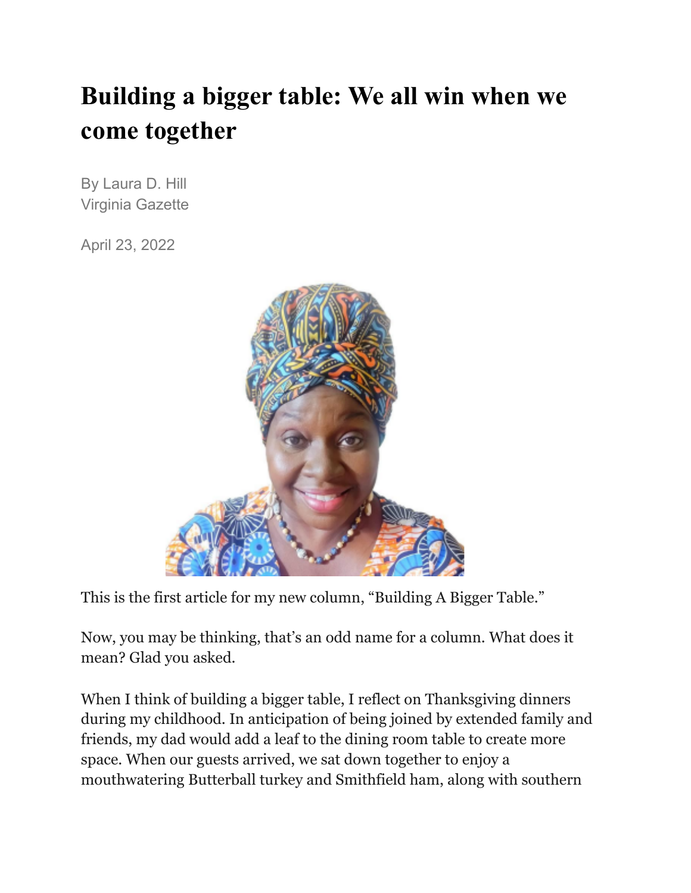# Building a bigger table: We all win when we come together

By Laura D. Hill
Virginia Gazette

April 23, 2022

This is the first article for my new column, "Building A Bigger Table."

Now, you may be thinking, that's an odd name for a column. What does it mean? Glad you asked.

When I think of building a bigger table, I reflect on Thanksgiving dinners during my childhood. In anticipation of being joined by extended family and friends, my dad would add a leaf to the dining room table to create more space. When our guests arrived, we sat down together to enjoy a mouthwatering Butterball turkey and Smithfield ham, along with southern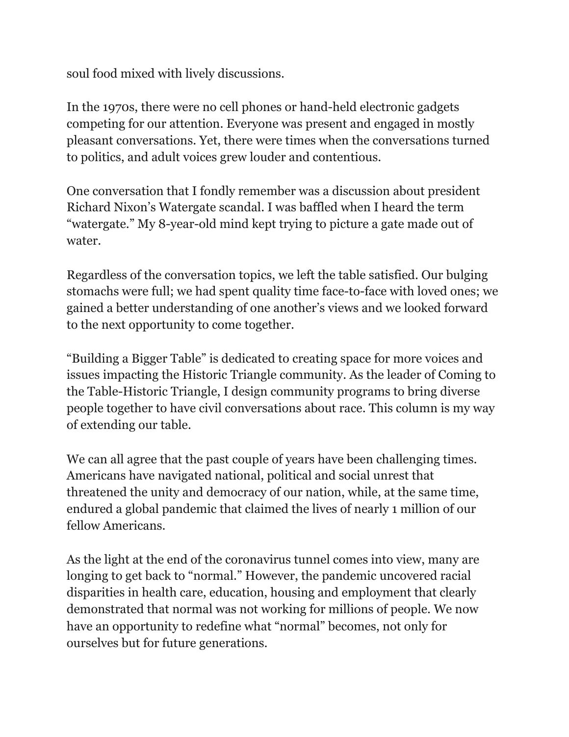soul food mixed with lively discussions.

In the 1970s, there were no cell phones or hand-held electronic gadgets competing for our attention. Everyone was present and engaged in mostly pleasant conversations. Yet, there were times when the conversations turned to politics, and adult voices grew louder and contentious.

One conversation that I fondly remember was a discussion about president Richard Nixon's Watergate scandal. I was baffled when I heard the term "watergate." My 8-year-old mind kept trying to picture a gate made out of water.

Regardless of the conversation topics, we left the table satisfied. Our bulging stomachs were full; we had spent quality time face-to-face with loved ones; we gained a better understanding of one another's views and we looked forward to the next opportunity to come together.

"Building a Bigger Table" is dedicated to creating space for more voices and issues impacting the Historic Triangle community. As the leader of Coming to the Table-Historic Triangle, I design community programs to bring diverse people together to have civil conversations about race. This column is my way of extending our table.

We can all agree that the past couple of years have been challenging times. Americans have navigated national, political and social unrest that threatened the unity and democracy of our nation, while, at the same time, endured a global pandemic that claimed the lives of nearly 1 million of our fellow Americans.

As the light at the end of the coronavirus tunnel comes into view, many are longing to get back to "normal." However, the pandemic uncovered racial disparities in health care, education, housing and employment that clearly demonstrated that normal was not working for millions of people. We now have an opportunity to redefine what "normal" becomes, not only for ourselves but for future generations.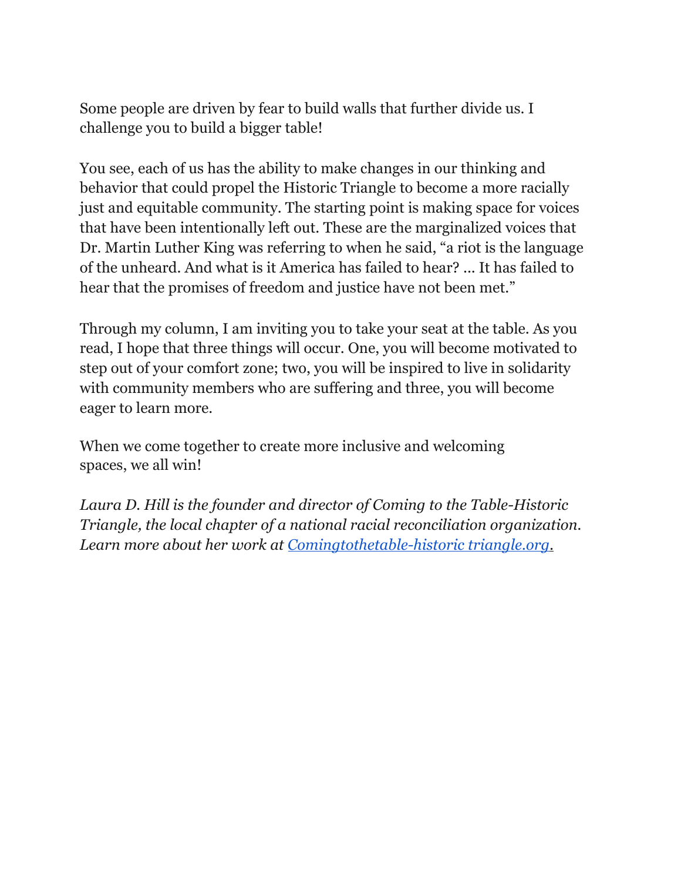Some people are driven by fear to build walls that further divide us. I challenge you to build a bigger table!

You see, each of us has the ability to make changes in our thinking and behavior that could propel the Historic Triangle to become a more racially just and equitable community. The starting point is making space for voices that have been intentionally left out. These are the marginalized voices that Dr. Martin Luther King was referring to when he said, “a riot is the language of the unheard. And what is it America has failed to hear? … It has failed to hear that the promises of freedom and justice have not been met.”

Through my column, I am inviting you to take your seat at the table. As you read, I hope that three things will occur. One, you will become motivated to step out of your comfort zone; two, you will be inspired to live in solidarity with community members who are suffering and three, you will become eager to learn more.

When we come together to create more inclusive and welcoming spaces, we all win!

*Laura D. Hill is the founder and director of Coming to the Table-Historic Triangle, the local chapter of a national racial reconciliation organization. Learn more about her work at [Comingtothetable-historic triangle.org](Comingtothetable-historic triangle.org).*